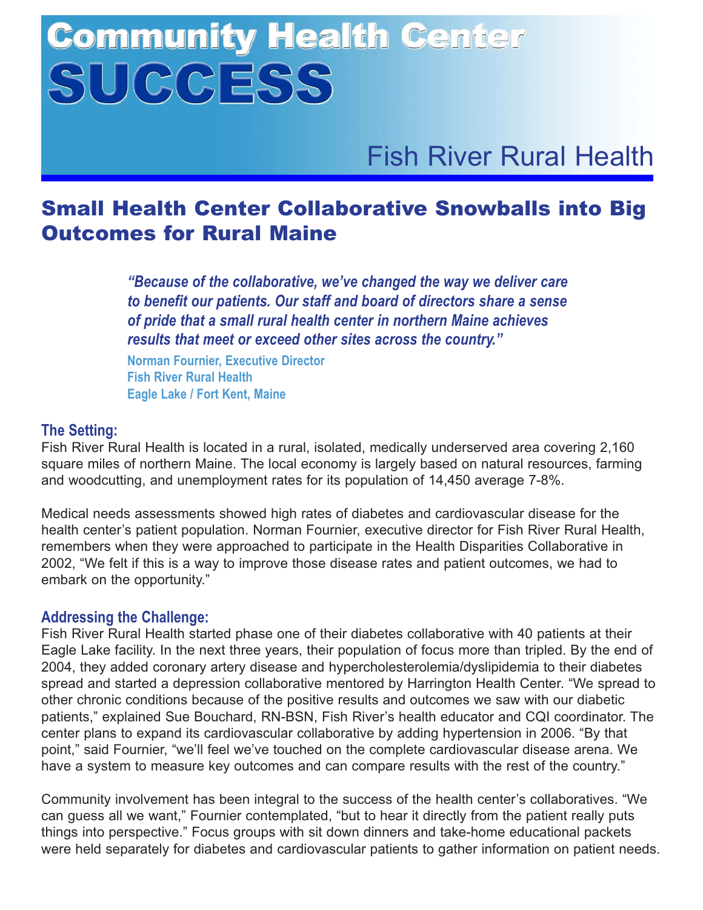# Community Health Center SUCCESS

## Fish River Rural Health

## Small Health Center Collaborative Snowballs into Big Outcomes for Rural Maine

> ***"Because of the collaborative, we've changed the way we deliver care to benefit our patients. Our staff and board of directors share a sense of pride that a small rural health center in northern Maine achieves results that meet or exceed other sites across the country."***
>
> **Norman Fournier, Executive Director**
> **Fish River Rural Health**
> **Eagle Lake / Fort Kent, Maine**

### The Setting:

Fish River Rural Health is located in a rural, isolated, medically underserved area covering 2,160 square miles of northern Maine. The local economy is largely based on natural resources, farming and woodcutting, and unemployment rates for its population of 14,450 average 7-8%.

Medical needs assessments showed high rates of diabetes and cardiovascular disease for the health center's patient population. Norman Fournier, executive director for Fish River Rural Health, remembers when they were approached to participate in the Health Disparities Collaborative in 2002, "We felt if this is a way to improve those disease rates and patient outcomes, we had to embark on the opportunity."

### Addressing the Challenge:

Fish River Rural Health started phase one of their diabetes collaborative with 40 patients at their Eagle Lake facility. In the next three years, their population of focus more than tripled. By the end of 2004, they added coronary artery disease and hypercholesterolemia/dyslipidemia to their diabetes spread and started a depression collaborative mentored by Harrington Health Center. "We spread to other chronic conditions because of the positive results and outcomes we saw with our diabetic patients," explained Sue Bouchard, RN-BSN, Fish River's health educator and CQI coordinator. The center plans to expand its cardiovascular collaborative by adding hypertension in 2006. "By that point," said Fournier, "we'll feel we've touched on the complete cardiovascular disease arena. We have a system to measure key outcomes and can compare results with the rest of the country."

Community involvement has been integral to the success of the health center's collaboratives. "We can guess all we want," Fournier contemplated, "but to hear it directly from the patient really puts things into perspective." Focus groups with sit down dinners and take-home educational packets were held separately for diabetes and cardiovascular patients to gather information on patient needs.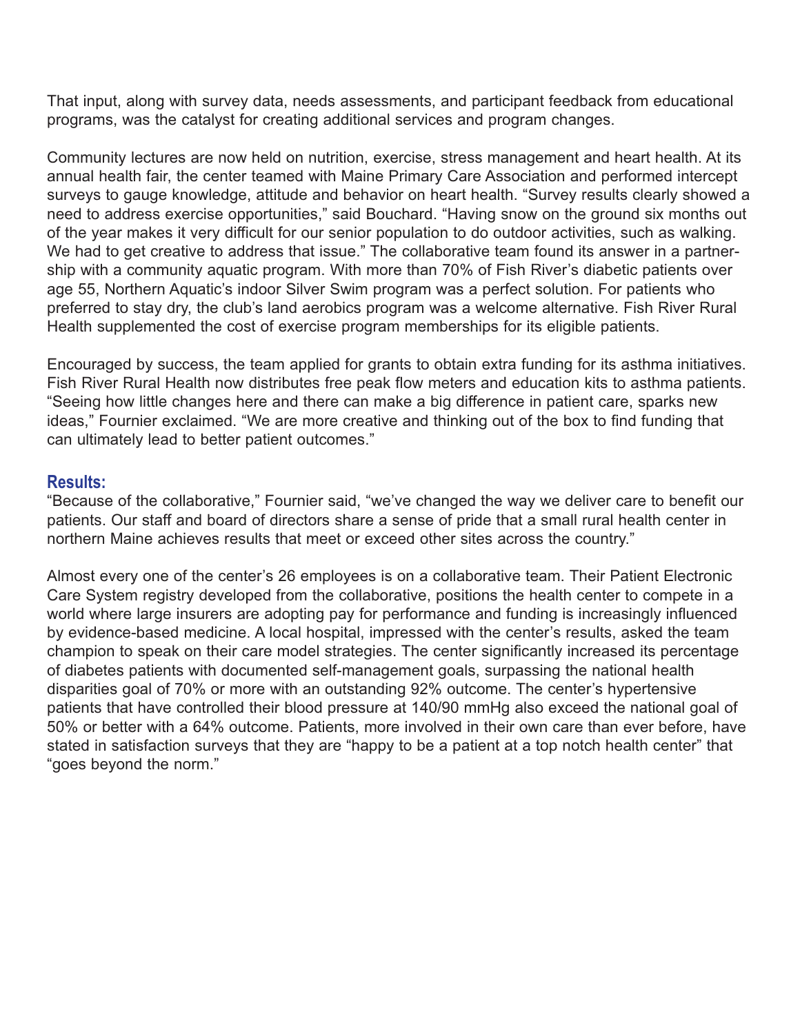That input, along with survey data, needs assessments, and participant feedback from educational programs, was the catalyst for creating additional services and program changes.

Community lectures are now held on nutrition, exercise, stress management and heart health. At its annual health fair, the center teamed with Maine Primary Care Association and performed intercept surveys to gauge knowledge, attitude and behavior on heart health. "Survey results clearly showed a need to address exercise opportunities," said Bouchard. "Having snow on the ground six months out of the year makes it very difficult for our senior population to do outdoor activities, such as walking. We had to get creative to address that issue." The collaborative team found its answer in a partnership with a community aquatic program. With more than 70% of Fish River's diabetic patients over age 55, Northern Aquatic's indoor Silver Swim program was a perfect solution. For patients who preferred to stay dry, the club's land aerobics program was a welcome alternative. Fish River Rural Health supplemented the cost of exercise program memberships for its eligible patients.

Encouraged by success, the team applied for grants to obtain extra funding for its asthma initiatives. Fish River Rural Health now distributes free peak flow meters and education kits to asthma patients. "Seeing how little changes here and there can make a big difference in patient care, sparks new ideas," Fournier exclaimed. "We are more creative and thinking out of the box to find funding that can ultimately lead to better patient outcomes."

## Results:

"Because of the collaborative," Fournier said, "we've changed the way we deliver care to benefit our patients. Our staff and board of directors share a sense of pride that a small rural health center in northern Maine achieves results that meet or exceed other sites across the country."

Almost every one of the center's 26 employees is on a collaborative team. Their Patient Electronic Care System registry developed from the collaborative, positions the health center to compete in a world where large insurers are adopting pay for performance and funding is increasingly influenced by evidence-based medicine. A local hospital, impressed with the center's results, asked the team champion to speak on their care model strategies. The center significantly increased its percentage of diabetes patients with documented self-management goals, surpassing the national health disparities goal of 70% or more with an outstanding 92% outcome. The center's hypertensive patients that have controlled their blood pressure at 140/90 mmHg also exceed the national goal of 50% or better with a 64% outcome. Patients, more involved in their own care than ever before, have stated in satisfaction surveys that they are "happy to be a patient at a top notch health center" that "goes beyond the norm."